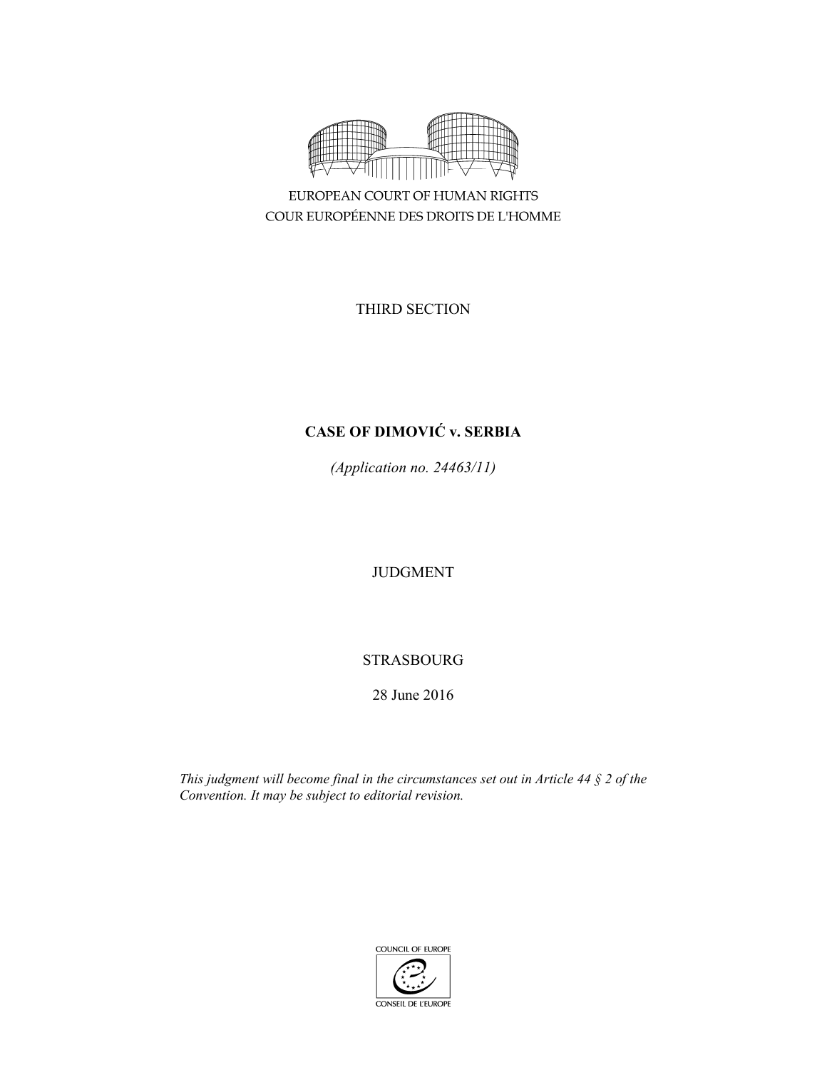EUROPEAN COURT OF HUMAN RIGHTS
COUR EUROPÉENNE DES DROITS DE L'HOMME

THIRD SECTION

# CASE OF DIMOVIĆ v. SERBIA

*(Application no. 24463/11)*

JUDGMENT

STRASBOURG

28 June 2016

*This judgment will become final in the circumstances set out in Article 44 § 2 of the Convention. It may be subject to editorial revision.*

COUNCIL OF EUROPE
CONSEIL DE L'EUROPE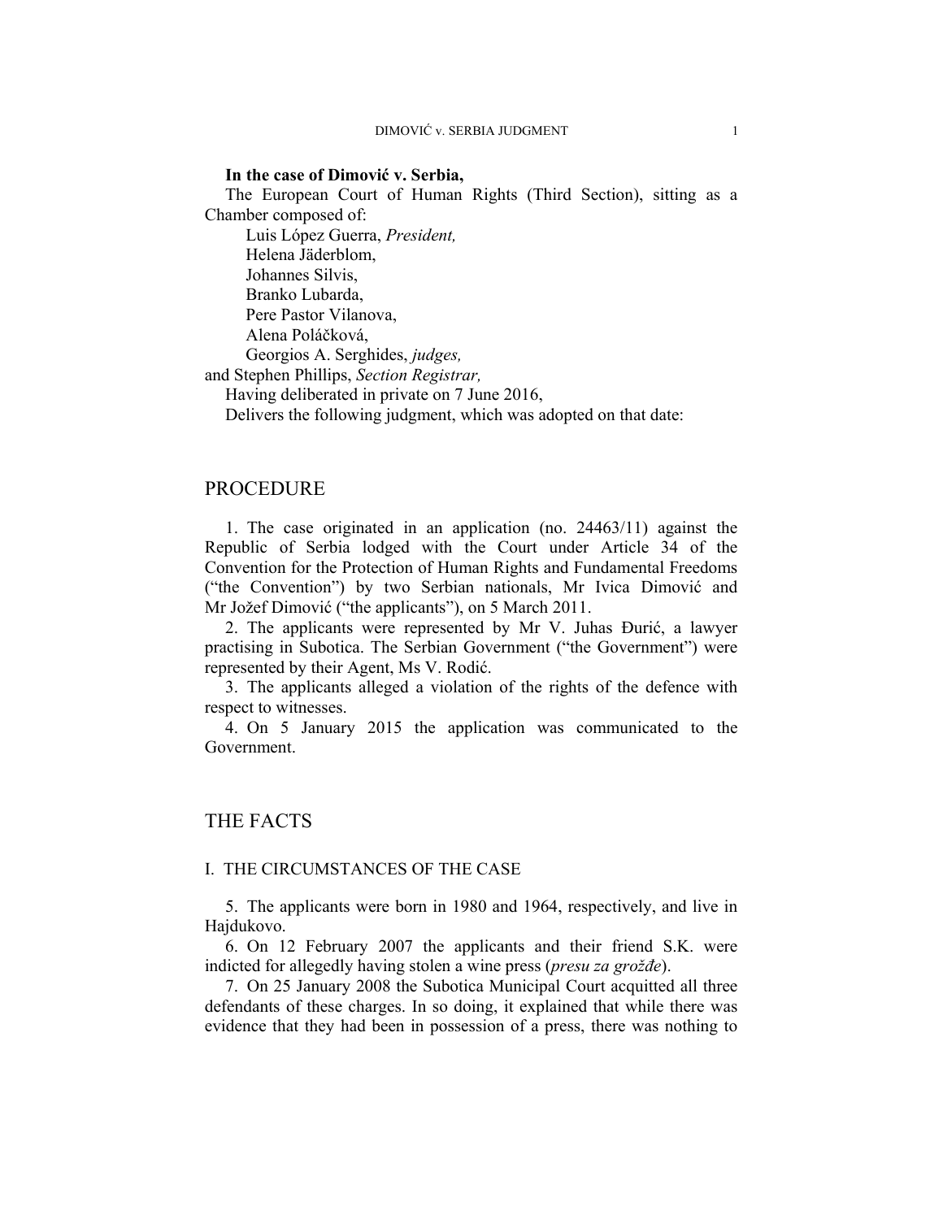**In the case of Dimović v. Serbia,**

The European Court of Human Rights (Third Section), sitting as a Chamber composed of:

Luis López Guerra, *President,*
Helena Jäderblom,
Johannes Silvis,
Branko Lubarda,
Pere Pastor Vilanova,
Alena Poláčková,
Georgios A. Serghides, *judges,*
and Stephen Phillips, *Section Registrar,*

Having deliberated in private on 7 June 2016,

Delivers the following judgment, which was adopted on that date:

# PROCEDURE

1. The case originated in an application (no. 24463/11) against the Republic of Serbia lodged with the Court under Article 34 of the Convention for the Protection of Human Rights and Fundamental Freedoms ("the Convention") by two Serbian nationals, Mr Ivica Dimović and Mr Jožef Dimović ("the applicants"), on 5 March 2011.

2. The applicants were represented by Mr V. Juhas Đurić, a lawyer practising in Subotica. The Serbian Government ("the Government") were represented by their Agent, Ms V. Rodić.

3. The applicants alleged a violation of the rights of the defence with respect to witnesses.

4. On 5 January 2015 the application was communicated to the Government.

# THE FACTS

## I. THE CIRCUMSTANCES OF THE CASE

5. The applicants were born in 1980 and 1964, respectively, and live in Hajdukovo.

6. On 12 February 2007 the applicants and their friend S.K. were indicted for allegedly having stolen a wine press (*presu za grožđe*).

7. On 25 January 2008 the Subotica Municipal Court acquitted all three defendants of these charges. In so doing, it explained that while there was evidence that they had been in possession of a press, there was nothing to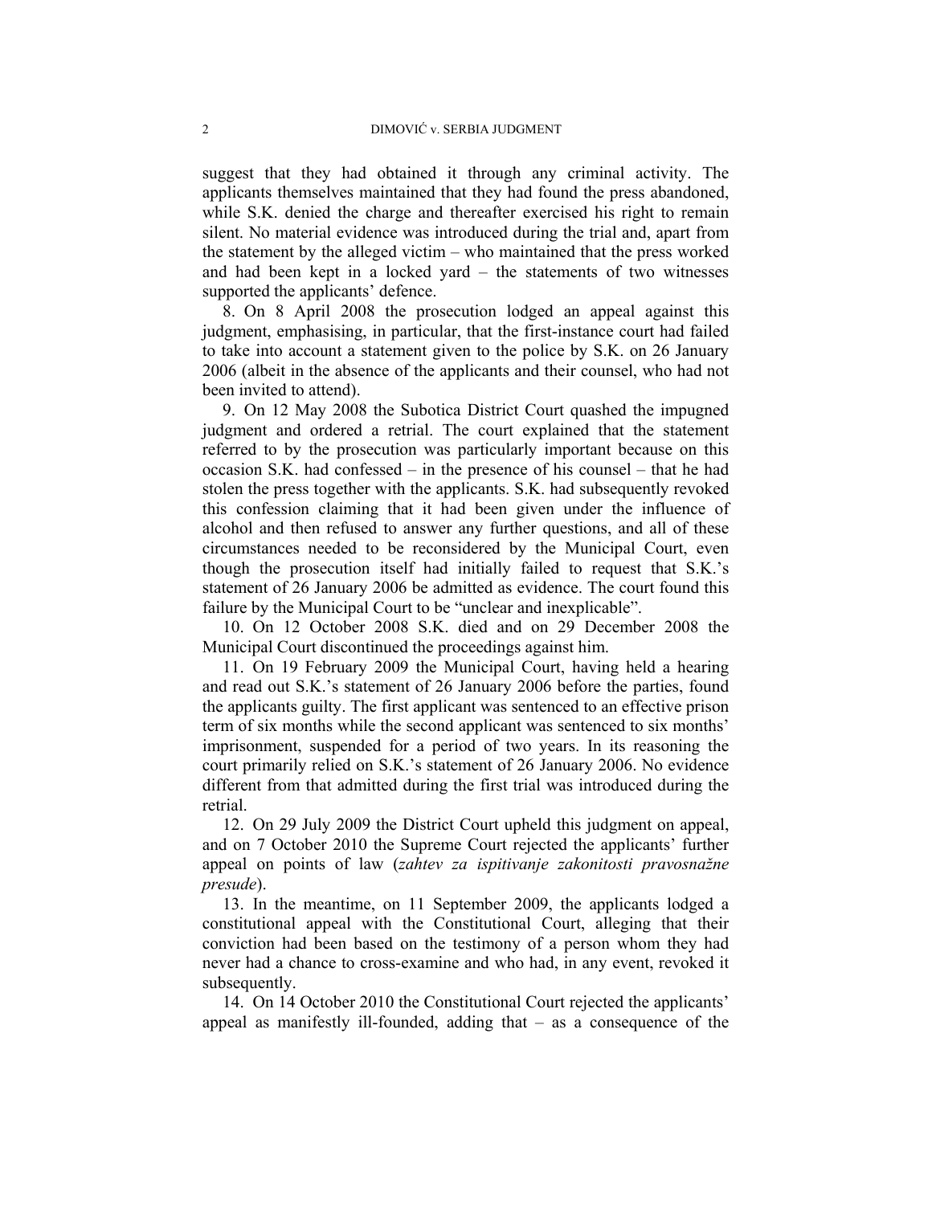suggest that they had obtained it through any criminal activity. The applicants themselves maintained that they had found the press abandoned, while S.K. denied the charge and thereafter exercised his right to remain silent. No material evidence was introduced during the trial and, apart from the statement by the alleged victim – who maintained that the press worked and had been kept in a locked yard – the statements of two witnesses supported the applicants' defence.

8. On 8 April 2008 the prosecution lodged an appeal against this judgment, emphasising, in particular, that the first-instance court had failed to take into account a statement given to the police by S.K. on 26 January 2006 (albeit in the absence of the applicants and their counsel, who had not been invited to attend).

9. On 12 May 2008 the Subotica District Court quashed the impugned judgment and ordered a retrial. The court explained that the statement referred to by the prosecution was particularly important because on this occasion S.K. had confessed – in the presence of his counsel – that he had stolen the press together with the applicants. S.K. had subsequently revoked this confession claiming that it had been given under the influence of alcohol and then refused to answer any further questions, and all of these circumstances needed to be reconsidered by the Municipal Court, even though the prosecution itself had initially failed to request that S.K.'s statement of 26 January 2006 be admitted as evidence. The court found this failure by the Municipal Court to be "unclear and inexplicable".

10. On 12 October 2008 S.K. died and on 29 December 2008 the Municipal Court discontinued the proceedings against him.

11. On 19 February 2009 the Municipal Court, having held a hearing and read out S.K.'s statement of 26 January 2006 before the parties, found the applicants guilty. The first applicant was sentenced to an effective prison term of six months while the second applicant was sentenced to six months' imprisonment, suspended for a period of two years. In its reasoning the court primarily relied on S.K.'s statement of 26 January 2006. No evidence different from that admitted during the first trial was introduced during the retrial.

12. On 29 July 2009 the District Court upheld this judgment on appeal, and on 7 October 2010 the Supreme Court rejected the applicants' further appeal on points of law (*zahtev za ispitivanje zakonitosti pravosnažne presude*).

13. In the meantime, on 11 September 2009, the applicants lodged a constitutional appeal with the Constitutional Court, alleging that their conviction had been based on the testimony of a person whom they had never had a chance to cross-examine and who had, in any event, revoked it subsequently.

14. On 14 October 2010 the Constitutional Court rejected the applicants' appeal as manifestly ill-founded, adding that – as a consequence of the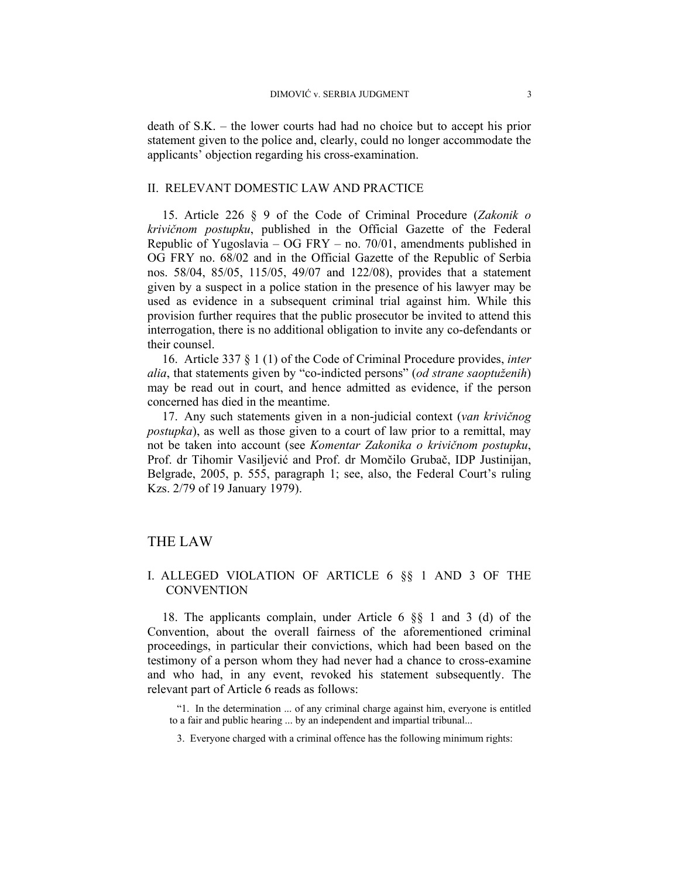death of S.K. – the lower courts had had no choice but to accept his prior statement given to the police and, clearly, could no longer accommodate the applicants' objection regarding his cross-examination.

## II. RELEVANT DOMESTIC LAW AND PRACTICE

15. Article 226 § 9 of the Code of Criminal Procedure (*Zakonik o krivičnom postupku*, published in the Official Gazette of the Federal Republic of Yugoslavia – OG FRY – no. 70/01, amendments published in OG FRY no. 68/02 and in the Official Gazette of the Republic of Serbia nos. 58/04, 85/05, 115/05, 49/07 and 122/08), provides that a statement given by a suspect in a police station in the presence of his lawyer may be used as evidence in a subsequent criminal trial against him. While this provision further requires that the public prosecutor be invited to attend this interrogation, there is no additional obligation to invite any co-defendants or their counsel.

16. Article 337 § 1 (1) of the Code of Criminal Procedure provides, *inter alia*, that statements given by "co-indicted persons" (*od strane saoptuženih*) may be read out in court, and hence admitted as evidence, if the person concerned has died in the meantime.

17. Any such statements given in a non-judicial context (*van krivičnog postupka*), as well as those given to a court of law prior to a remittal, may not be taken into account (see *Komentar Zakonika o krivičnom postupku*, Prof. dr Tihomir Vasiljević and Prof. dr Momčilo Grubač, IDP Justinijan, Belgrade, 2005, p. 555, paragraph 1; see, also, the Federal Court's ruling Kzs. 2/79 of 19 January 1979).

# THE LAW

## I. ALLEGED VIOLATION OF ARTICLE 6 §§ 1 AND 3 OF THE CONVENTION

18. The applicants complain, under Article 6 §§ 1 and 3 (d) of the Convention, about the overall fairness of the aforementioned criminal proceedings, in particular their convictions, which had been based on the testimony of a person whom they had never had a chance to cross-examine and who had, in any event, revoked his statement subsequently. The relevant part of Article 6 reads as follows:

> "1. In the determination ... of any criminal charge against him, everyone is entitled to a fair and public hearing ... by an independent and impartial tribunal...
>
> 3. Everyone charged with a criminal offence has the following minimum rights: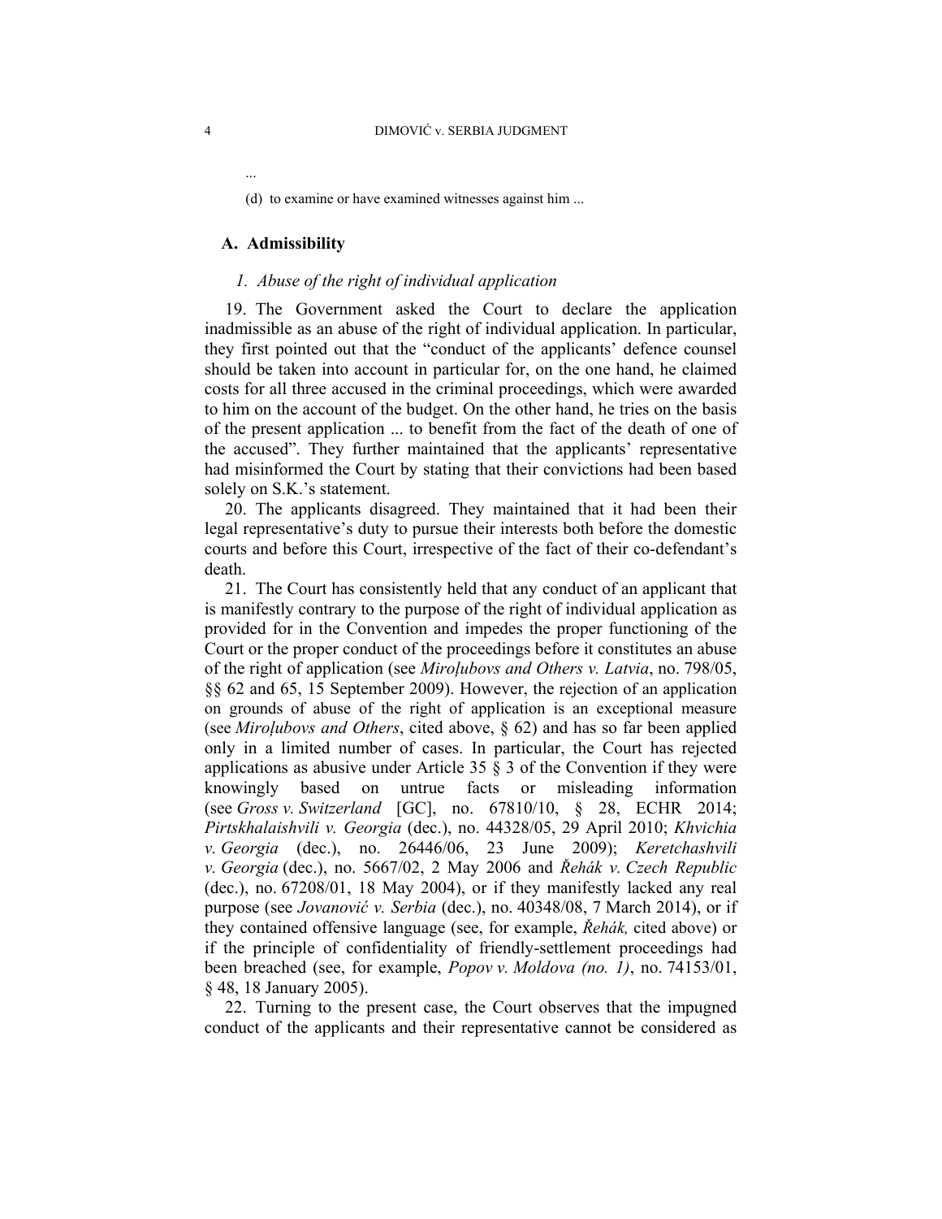...

(d) to examine or have examined witnesses against him ...

## A. Admissibility

### *1. Abuse of the right of individual application*

19. The Government asked the Court to declare the application inadmissible as an abuse of the right of individual application. In particular, they first pointed out that the "conduct of the applicants' defence counsel should be taken into account in particular for, on the one hand, he claimed costs for all three accused in the criminal proceedings, which were awarded to him on the account of the budget. On the other hand, he tries on the basis of the present application ... to benefit from the fact of the death of one of the accused". They further maintained that the applicants' representative had misinformed the Court by stating that their convictions had been based solely on S.K.'s statement.

20. The applicants disagreed. They maintained that it had been their legal representative's duty to pursue their interests both before the domestic courts and before this Court, irrespective of the fact of their co-defendant's death.

21. The Court has consistently held that any conduct of an applicant that is manifestly contrary to the purpose of the right of individual application as provided for in the Convention and impedes the proper functioning of the Court or the proper conduct of the proceedings before it constitutes an abuse of the right of application (see *Miroļubovs and Others v. Latvia*, no. 798/05, §§ 62 and 65, 15 September 2009). However, the rejection of an application on grounds of abuse of the right of application is an exceptional measure (see *Miroļubovs and Others*, cited above, § 62) and has so far been applied only in a limited number of cases. In particular, the Court has rejected applications as abusive under Article 35 § 3 of the Convention if they were knowingly based on untrue facts or misleading information (see *Gross v. Switzerland* [GC], no. 67810/10, § 28, ECHR 2014; *Pirtskhalaishvili v. Georgia* (dec.), no. 44328/05, 29 April 2010; *Khvichia v. Georgia* (dec.), no. 26446/06, 23 June 2009); *Keretchashvili v. Georgia* (dec.), no. 5667/02, 2 May 2006 and *Řehák v. Czech Republic* (dec.), no. 67208/01, 18 May 2004), or if they manifestly lacked any real purpose (see *Jovanović v. Serbia* (dec.), no. 40348/08, 7 March 2014), or if they contained offensive language (see, for example, *Řehák,* cited above) or if the principle of confidentiality of friendly-settlement proceedings had been breached (see, for example, *Popov v. Moldova (no. 1)*, no. 74153/01, § 48, 18 January 2005).

22. Turning to the present case, the Court observes that the impugned conduct of the applicants and their representative cannot be considered as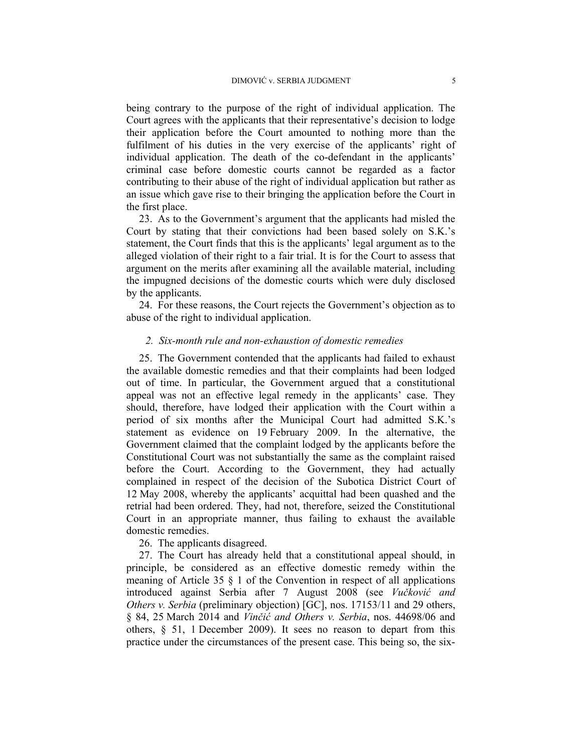being contrary to the purpose of the right of individual application. The Court agrees with the applicants that their representative's decision to lodge their application before the Court amounted to nothing more than the fulfilment of his duties in the very exercise of the applicants' right of individual application. The death of the co-defendant in the applicants' criminal case before domestic courts cannot be regarded as a factor contributing to their abuse of the right of individual application but rather as an issue which gave rise to their bringing the application before the Court in the first place.

23. As to the Government's argument that the applicants had misled the Court by stating that their convictions had been based solely on S.K.'s statement, the Court finds that this is the applicants' legal argument as to the alleged violation of their right to a fair trial. It is for the Court to assess that argument on the merits after examining all the available material, including the impugned decisions of the domestic courts which were duly disclosed by the applicants.

24. For these reasons, the Court rejects the Government's objection as to abuse of the right to individual application.

### *2. Six-month rule and non-exhaustion of domestic remedies*

25. The Government contended that the applicants had failed to exhaust the available domestic remedies and that their complaints had been lodged out of time. In particular, the Government argued that a constitutional appeal was not an effective legal remedy in the applicants' case. They should, therefore, have lodged their application with the Court within a period of six months after the Municipal Court had admitted S.K.'s statement as evidence on 19 February 2009. In the alternative, the Government claimed that the complaint lodged by the applicants before the Constitutional Court was not substantially the same as the complaint raised before the Court. According to the Government, they had actually complained in respect of the decision of the Subotica District Court of 12 May 2008, whereby the applicants' acquittal had been quashed and the retrial had been ordered. They, had not, therefore, seized the Constitutional Court in an appropriate manner, thus failing to exhaust the available domestic remedies.

26. The applicants disagreed.

27. The Court has already held that a constitutional appeal should, in principle, be considered as an effective domestic remedy within the meaning of Article 35 § 1 of the Convention in respect of all applications introduced against Serbia after 7 August 2008 (see *Vučković and Others v. Serbia* (preliminary objection) [GC], nos. 17153/11 and 29 others, § 84, 25 March 2014 and *Vinčić and Others v. Serbia*, nos. 44698/06 and others, § 51, 1 December 2009). It sees no reason to depart from this practice under the circumstances of the present case. This being so, the six-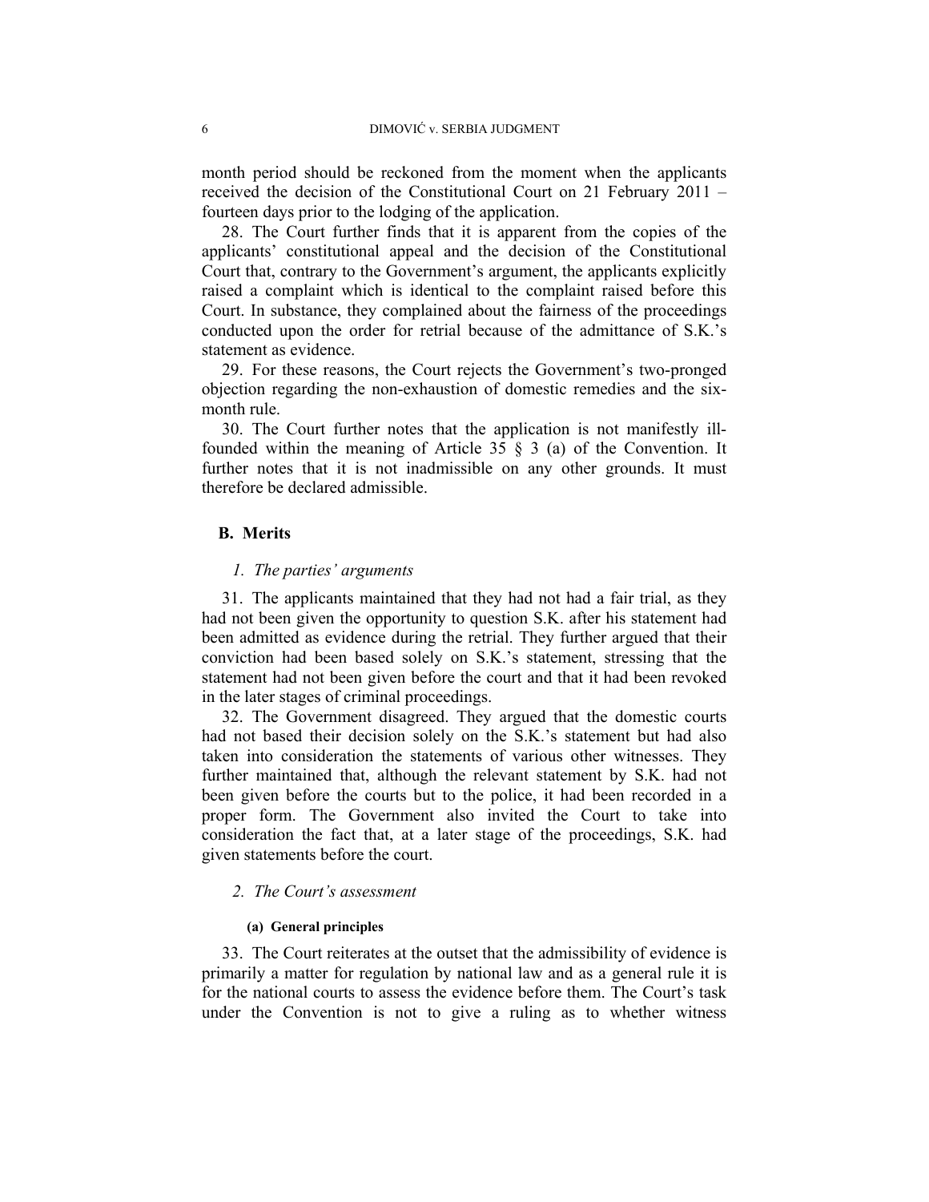month period should be reckoned from the moment when the applicants received the decision of the Constitutional Court on 21 February 2011 – fourteen days prior to the lodging of the application.

28. The Court further finds that it is apparent from the copies of the applicants' constitutional appeal and the decision of the Constitutional Court that, contrary to the Government's argument, the applicants explicitly raised a complaint which is identical to the complaint raised before this Court. In substance, they complained about the fairness of the proceedings conducted upon the order for retrial because of the admittance of S.K.'s statement as evidence.

29. For these reasons, the Court rejects the Government's two-pronged objection regarding the non-exhaustion of domestic remedies and the six-month rule.

30. The Court further notes that the application is not manifestly ill-founded within the meaning of Article 35 § 3 (a) of the Convention. It further notes that it is not inadmissible on any other grounds. It must therefore be declared admissible.

## B. Merits

### *1. The parties' arguments*

31. The applicants maintained that they had not had a fair trial, as they had not been given the opportunity to question S.K. after his statement had been admitted as evidence during the retrial. They further argued that their conviction had been based solely on S.K.'s statement, stressing that the statement had not been given before the court and that it had been revoked in the later stages of criminal proceedings.

32. The Government disagreed. They argued that the domestic courts had not based their decision solely on the S.K.'s statement but had also taken into consideration the statements of various other witnesses. They further maintained that, although the relevant statement by S.K. had not been given before the courts but to the police, it had been recorded in a proper form. The Government also invited the Court to take into consideration the fact that, at a later stage of the proceedings, S.K. had given statements before the court.

### *2. The Court's assessment*

#### **(a) General principles**

33. The Court reiterates at the outset that the admissibility of evidence is primarily a matter for regulation by national law and as a general rule it is for the national courts to assess the evidence before them. The Court's task under the Convention is not to give a ruling as to whether witness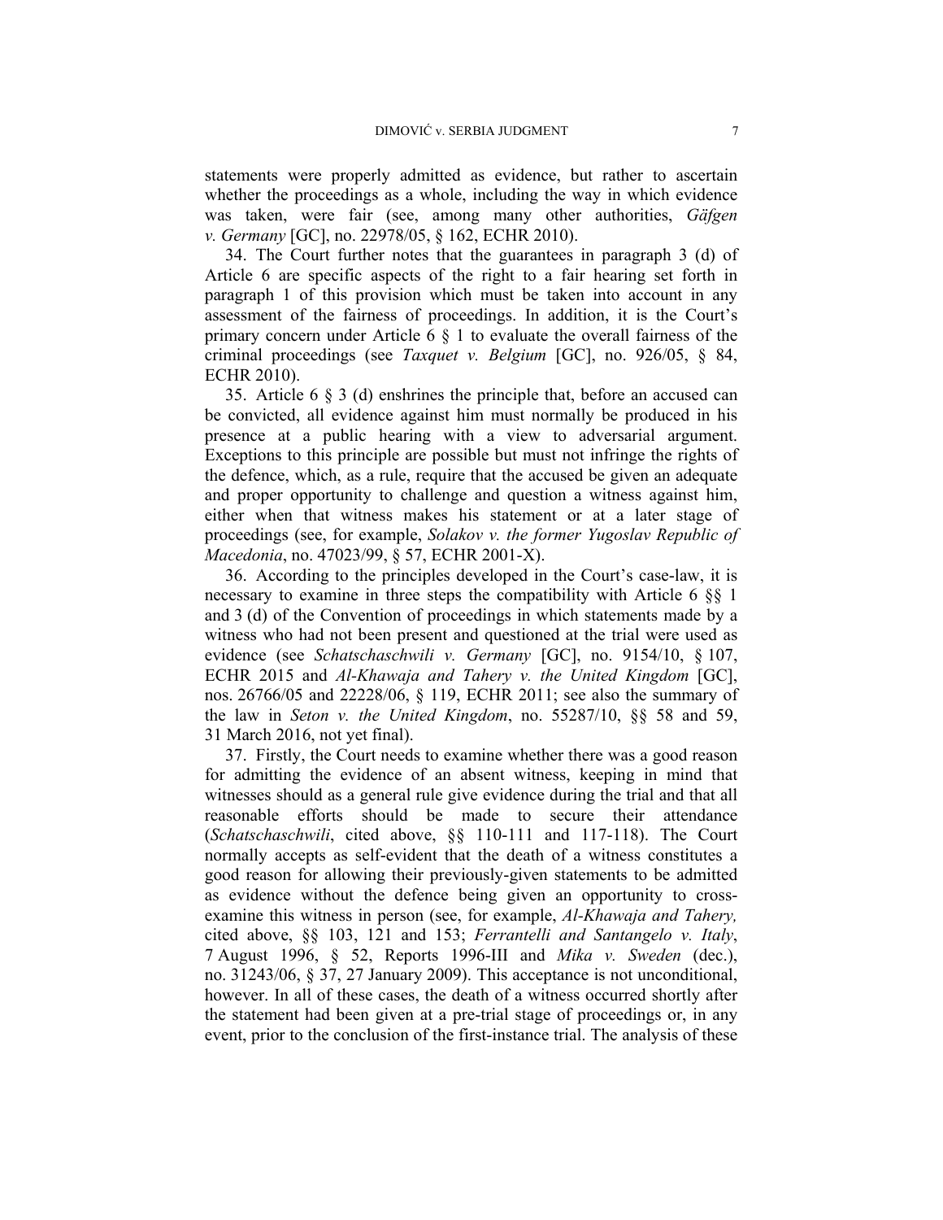statements were properly admitted as evidence, but rather to ascertain whether the proceedings as a whole, including the way in which evidence was taken, were fair (see, among many other authorities, *Gäfgen v. Germany* [GC], no. 22978/05, § 162, ECHR 2010).

34. The Court further notes that the guarantees in paragraph 3 (d) of Article 6 are specific aspects of the right to a fair hearing set forth in paragraph 1 of this provision which must be taken into account in any assessment of the fairness of proceedings. In addition, it is the Court's primary concern under Article 6 § 1 to evaluate the overall fairness of the criminal proceedings (see *Taxquet v. Belgium* [GC], no. 926/05, § 84, ECHR 2010).

35. Article 6 § 3 (d) enshrines the principle that, before an accused can be convicted, all evidence against him must normally be produced in his presence at a public hearing with a view to adversarial argument. Exceptions to this principle are possible but must not infringe the rights of the defence, which, as a rule, require that the accused be given an adequate and proper opportunity to challenge and question a witness against him, either when that witness makes his statement or at a later stage of proceedings (see, for example, *Solakov v. the former Yugoslav Republic of Macedonia*, no. 47023/99, § 57, ECHR 2001-X).

36. According to the principles developed in the Court's case-law, it is necessary to examine in three steps the compatibility with Article 6 §§ 1 and 3 (d) of the Convention of proceedings in which statements made by a witness who had not been present and questioned at the trial were used as evidence (see *Schatschaschwili v. Germany* [GC], no. 9154/10, § 107, ECHR 2015 and *Al-Khawaja and Tahery v. the United Kingdom* [GC], nos. 26766/05 and 22228/06, § 119, ECHR 2011; see also the summary of the law in *Seton v. the United Kingdom*, no. 55287/10, §§ 58 and 59, 31 March 2016, not yet final).

37. Firstly, the Court needs to examine whether there was a good reason for admitting the evidence of an absent witness, keeping in mind that witnesses should as a general rule give evidence during the trial and that all reasonable efforts should be made to secure their attendance (*Schatschaschwili*, cited above, §§ 110-111 and 117-118). The Court normally accepts as self-evident that the death of a witness constitutes a good reason for allowing their previously-given statements to be admitted as evidence without the defence being given an opportunity to cross-examine this witness in person (see, for example, *Al-Khawaja and Tahery,* cited above, §§ 103, 121 and 153; *Ferrantelli and Santangelo v. Italy*, 7 August 1996, § 52, Reports 1996-III and *Mika v. Sweden* (dec.), no. 31243/06, § 37, 27 January 2009). This acceptance is not unconditional, however. In all of these cases, the death of a witness occurred shortly after the statement had been given at a pre-trial stage of proceedings or, in any event, prior to the conclusion of the first-instance trial. The analysis of these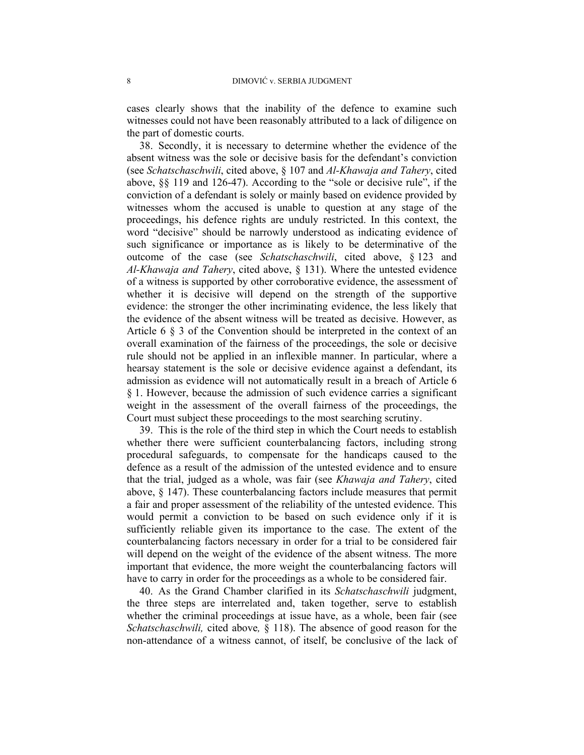cases clearly shows that the inability of the defence to examine such witnesses could not have been reasonably attributed to a lack of diligence on the part of domestic courts.

38. Secondly, it is necessary to determine whether the evidence of the absent witness was the sole or decisive basis for the defendant's conviction (see *Schatschaschwili*, cited above, § 107 and *Al-Khawaja and Tahery*, cited above, §§ 119 and 126-47). According to the "sole or decisive rule", if the conviction of a defendant is solely or mainly based on evidence provided by witnesses whom the accused is unable to question at any stage of the proceedings, his defence rights are unduly restricted. In this context, the word "decisive" should be narrowly understood as indicating evidence of such significance or importance as is likely to be determinative of the outcome of the case (see *Schatschaschwili*, cited above, § 123 and *Al-Khawaja and Tahery*, cited above, § 131). Where the untested evidence of a witness is supported by other corroborative evidence, the assessment of whether it is decisive will depend on the strength of the supportive evidence: the stronger the other incriminating evidence, the less likely that the evidence of the absent witness will be treated as decisive. However, as Article 6 § 3 of the Convention should be interpreted in the context of an overall examination of the fairness of the proceedings, the sole or decisive rule should not be applied in an inflexible manner. In particular, where a hearsay statement is the sole or decisive evidence against a defendant, its admission as evidence will not automatically result in a breach of Article 6 § 1. However, because the admission of such evidence carries a significant weight in the assessment of the overall fairness of the proceedings, the Court must subject these proceedings to the most searching scrutiny.

39. This is the role of the third step in which the Court needs to establish whether there were sufficient counterbalancing factors, including strong procedural safeguards, to compensate for the handicaps caused to the defence as a result of the admission of the untested evidence and to ensure that the trial, judged as a whole, was fair (see *Khawaja and Tahery*, cited above, § 147). These counterbalancing factors include measures that permit a fair and proper assessment of the reliability of the untested evidence. This would permit a conviction to be based on such evidence only if it is sufficiently reliable given its importance to the case. The extent of the counterbalancing factors necessary in order for a trial to be considered fair will depend on the weight of the evidence of the absent witness. The more important that evidence, the more weight the counterbalancing factors will have to carry in order for the proceedings as a whole to be considered fair.

40. As the Grand Chamber clarified in its *Schatschaschwili* judgment, the three steps are interrelated and, taken together, serve to establish whether the criminal proceedings at issue have, as a whole, been fair (see *Schatschaschwili,* cited above*,* § 118). The absence of good reason for the non-attendance of a witness cannot, of itself, be conclusive of the lack of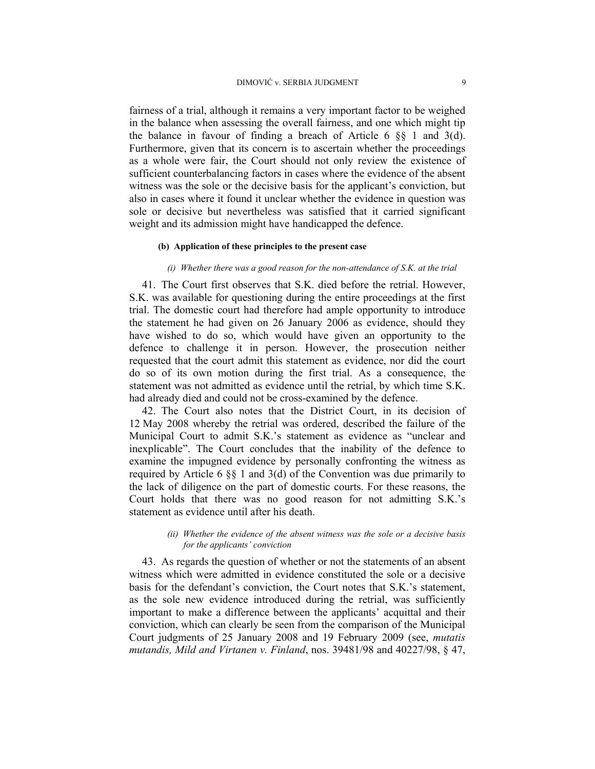fairness of a trial, although it remains a very important factor to be weighed in the balance when assessing the overall fairness, and one which might tip the balance in favour of finding a breach of Article 6 §§ 1 and 3(d). Furthermore, given that its concern is to ascertain whether the proceedings as a whole were fair, the Court should not only review the existence of sufficient counterbalancing factors in cases where the evidence of the absent witness was the sole or the decisive basis for the applicant's conviction, but also in cases where it found it unclear whether the evidence in question was sole or decisive but nevertheless was satisfied that it carried significant weight and its admission might have handicapped the defence.

#### (b) Application of these principles to the present case

##### *(i) Whether there was a good reason for the non-attendance of S.K. at the trial*

41. The Court first observes that S.K. died before the retrial. However, S.K. was available for questioning during the entire proceedings at the first trial. The domestic court had therefore had ample opportunity to introduce the statement he had given on 26 January 2006 as evidence, should they have wished to do so, which would have given an opportunity to the defence to challenge it in person. However, the prosecution neither requested that the court admit this statement as evidence, nor did the court do so of its own motion during the first trial. As a consequence, the statement was not admitted as evidence until the retrial, by which time S.K. had already died and could not be cross-examined by the defence.

42. The Court also notes that the District Court, in its decision of 12 May 2008 whereby the retrial was ordered, described the failure of the Municipal Court to admit S.K.'s statement as evidence as "unclear and inexplicable". The Court concludes that the inability of the defence to examine the impugned evidence by personally confronting the witness as required by Article 6 §§ 1 and 3(d) of the Convention was due primarily to the lack of diligence on the part of domestic courts. For these reasons, the Court holds that there was no good reason for not admitting S.K.'s statement as evidence until after his death.

##### *(ii) Whether the evidence of the absent witness was the sole or a decisive basis for the applicants' conviction*

43. As regards the question of whether or not the statements of an absent witness which were admitted in evidence constituted the sole or a decisive basis for the defendant's conviction, the Court notes that S.K.'s statement, as the sole new evidence introduced during the retrial, was sufficiently important to make a difference between the applicants' acquittal and their conviction, which can clearly be seen from the comparison of the Municipal Court judgments of 25 January 2008 and 19 February 2009 (see, *mutatis mutandis, Mild and Virtanen v. Finland*, nos. 39481/98 and 40227/98, § 47,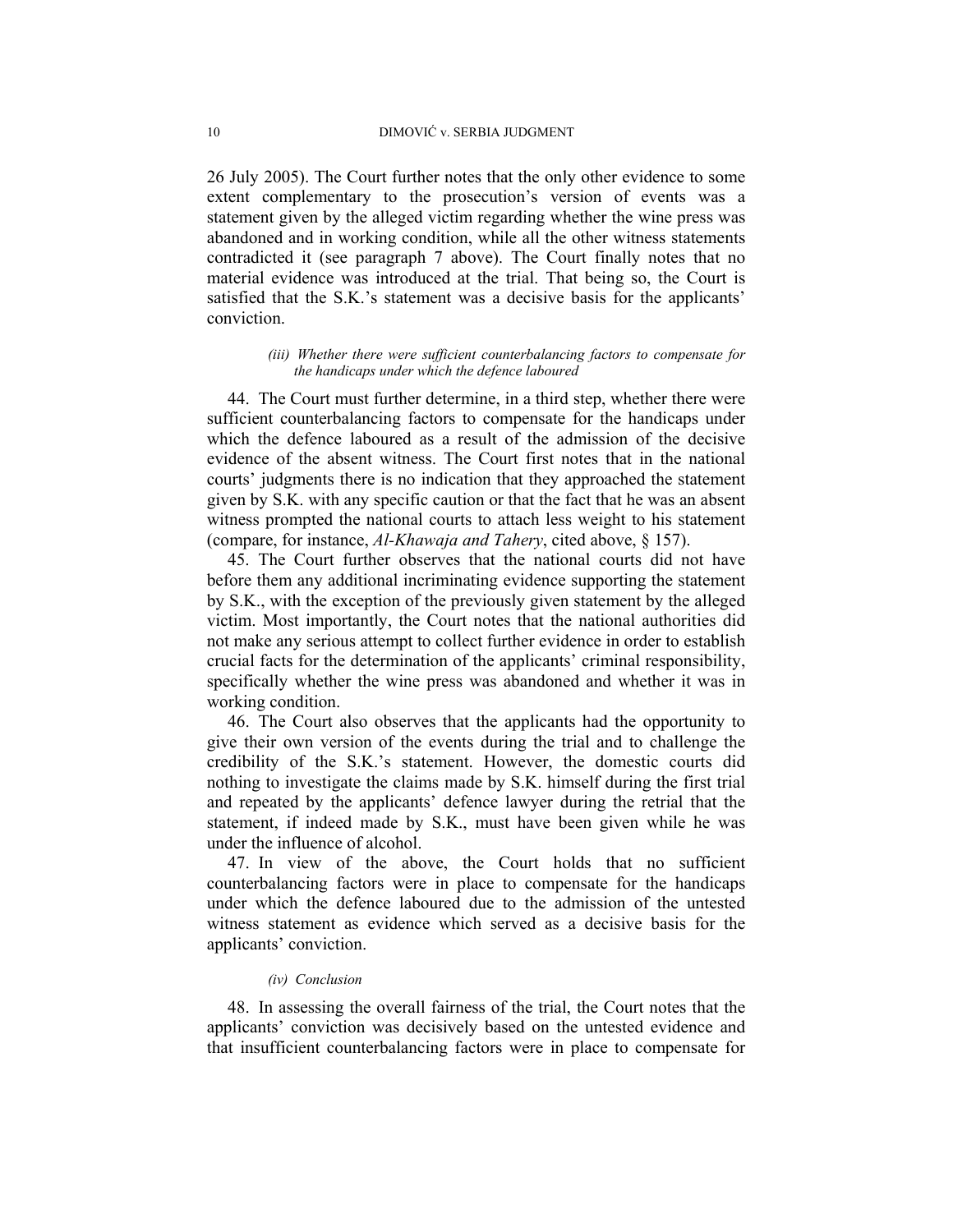26 July 2005). The Court further notes that the only other evidence to some extent complementary to the prosecution's version of events was a statement given by the alleged victim regarding whether the wine press was abandoned and in working condition, while all the other witness statements contradicted it (see paragraph 7 above). The Court finally notes that no material evidence was introduced at the trial. That being so, the Court is satisfied that the S.K.'s statement was a decisive basis for the applicants' conviction.

*(iii) Whether there were sufficient counterbalancing factors to compensate for the handicaps under which the defence laboured*

44. The Court must further determine, in a third step, whether there were sufficient counterbalancing factors to compensate for the handicaps under which the defence laboured as a result of the admission of the decisive evidence of the absent witness. The Court first notes that in the national courts' judgments there is no indication that they approached the statement given by S.K. with any specific caution or that the fact that he was an absent witness prompted the national courts to attach less weight to his statement (compare, for instance, *Al-Khawaja and Tahery*, cited above, § 157).

45. The Court further observes that the national courts did not have before them any additional incriminating evidence supporting the statement by S.K., with the exception of the previously given statement by the alleged victim. Most importantly, the Court notes that the national authorities did not make any serious attempt to collect further evidence in order to establish crucial facts for the determination of the applicants' criminal responsibility, specifically whether the wine press was abandoned and whether it was in working condition.

46. The Court also observes that the applicants had the opportunity to give their own version of the events during the trial and to challenge the credibility of the S.K.'s statement. However, the domestic courts did nothing to investigate the claims made by S.K. himself during the first trial and repeated by the applicants' defence lawyer during the retrial that the statement, if indeed made by S.K., must have been given while he was under the influence of alcohol.

47. In view of the above, the Court holds that no sufficient counterbalancing factors were in place to compensate for the handicaps under which the defence laboured due to the admission of the untested witness statement as evidence which served as a decisive basis for the applicants' conviction.

*(iv) Conclusion*

48. In assessing the overall fairness of the trial, the Court notes that the applicants' conviction was decisively based on the untested evidence and that insufficient counterbalancing factors were in place to compensate for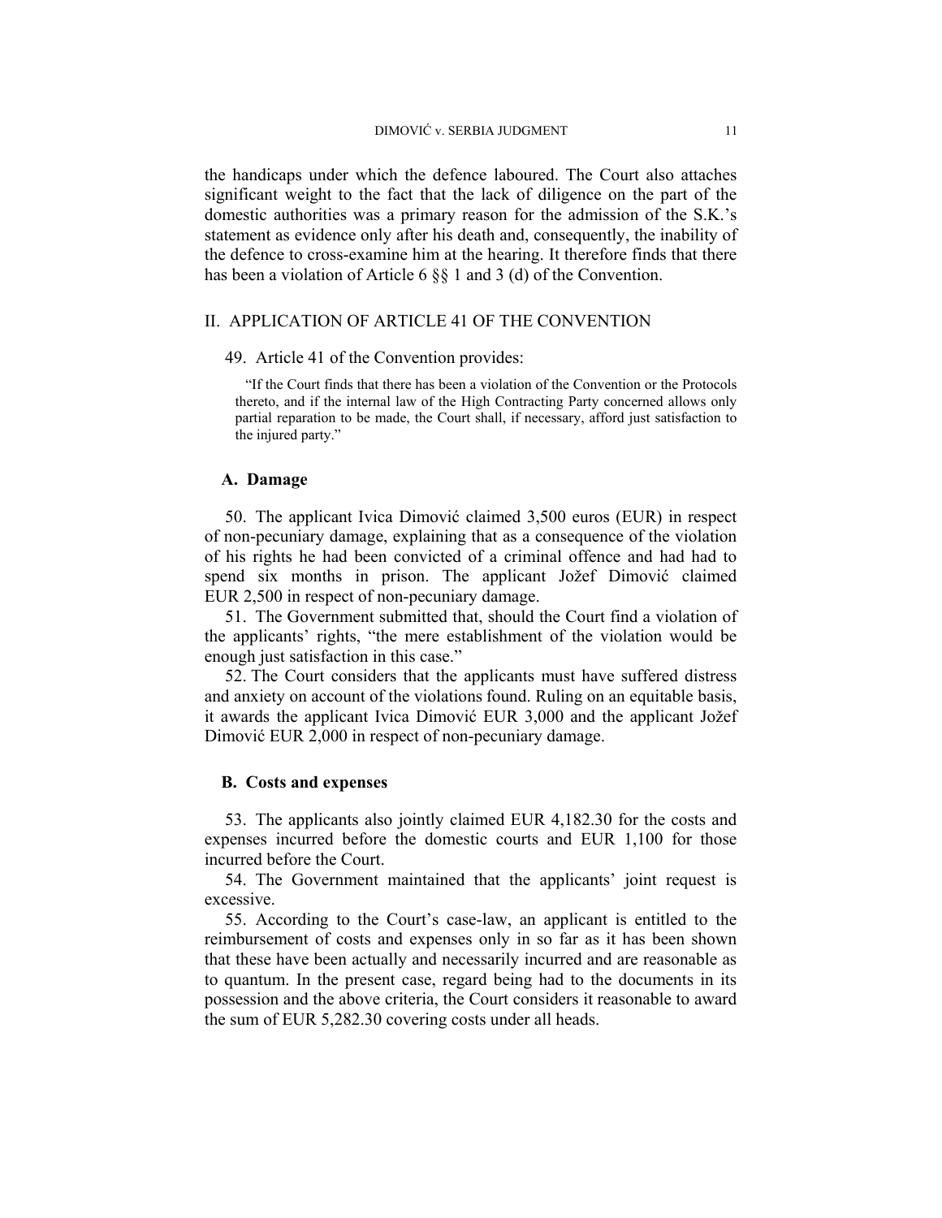the handicaps under which the defence laboured. The Court also attaches significant weight to the fact that the lack of diligence on the part of the domestic authorities was a primary reason for the admission of the S.K.'s statement as evidence only after his death and, consequently, the inability of the defence to cross-examine him at the hearing. It therefore finds that there has been a violation of Article 6 §§ 1 and 3 (d) of the Convention.

## II. APPLICATION OF ARTICLE 41 OF THE CONVENTION

49. Article 41 of the Convention provides:

> "If the Court finds that there has been a violation of the Convention or the Protocols thereto, and if the internal law of the High Contracting Party concerned allows only partial reparation to be made, the Court shall, if necessary, afford just satisfaction to the injured party."

### A. Damage

50. The applicant Ivica Dimović claimed 3,500 euros (EUR) in respect of non-pecuniary damage, explaining that as a consequence of the violation of his rights he had been convicted of a criminal offence and had had to spend six months in prison. The applicant Jožef Dimović claimed EUR 2,500 in respect of non-pecuniary damage.

51. The Government submitted that, should the Court find a violation of the applicants' rights, "the mere establishment of the violation would be enough just satisfaction in this case."

52. The Court considers that the applicants must have suffered distress and anxiety on account of the violations found. Ruling on an equitable basis, it awards the applicant Ivica Dimović EUR 3,000 and the applicant Jožef Dimović EUR 2,000 in respect of non-pecuniary damage.

### B. Costs and expenses

53. The applicants also jointly claimed EUR 4,182.30 for the costs and expenses incurred before the domestic courts and EUR 1,100 for those incurred before the Court.

54. The Government maintained that the applicants' joint request is excessive.

55. According to the Court's case-law, an applicant is entitled to the reimbursement of costs and expenses only in so far as it has been shown that these have been actually and necessarily incurred and are reasonable as to quantum. In the present case, regard being had to the documents in its possession and the above criteria, the Court considers it reasonable to award the sum of EUR 5,282.30 covering costs under all heads.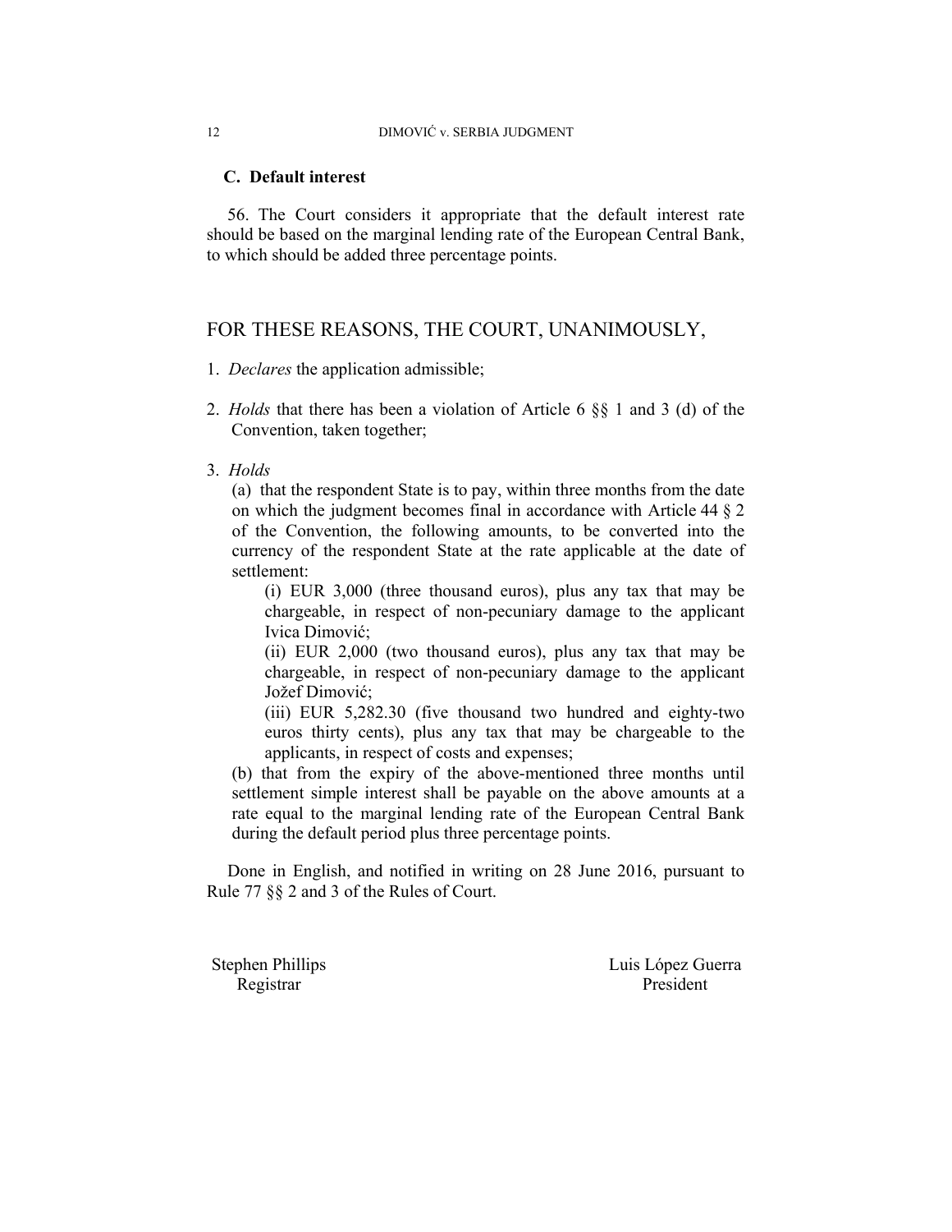### C. Default interest

56. The Court considers it appropriate that the default interest rate should be based on the marginal lending rate of the European Central Bank, to which should be added three percentage points.

## FOR THESE REASONS, THE COURT, UNANIMOUSLY,

1. *Declares* the application admissible;

2. *Holds* that there has been a violation of Article 6 §§ 1 and 3 (d) of the Convention, taken together;

3. *Holds*

   (a) that the respondent State is to pay, within three months from the date on which the judgment becomes final in accordance with Article 44 § 2 of the Convention, the following amounts, to be converted into the currency of the respondent State at the rate applicable at the date of settlement:

      (i) EUR 3,000 (three thousand euros), plus any tax that may be chargeable, in respect of non-pecuniary damage to the applicant Ivica Dimović;

      (ii) EUR 2,000 (two thousand euros), plus any tax that may be chargeable, in respect of non-pecuniary damage to the applicant Jožef Dimović;

      (iii) EUR 5,282.30 (five thousand two hundred and eighty-two euros thirty cents), plus any tax that may be chargeable to the applicants, in respect of costs and expenses;

   (b) that from the expiry of the above-mentioned three months until settlement simple interest shall be payable on the above amounts at a rate equal to the marginal lending rate of the European Central Bank during the default period plus three percentage points.

Done in English, and notified in writing on 28 June 2016, pursuant to Rule 77 §§ 2 and 3 of the Rules of Court.

Stephen Phillips
Registrar

Luis López Guerra
President